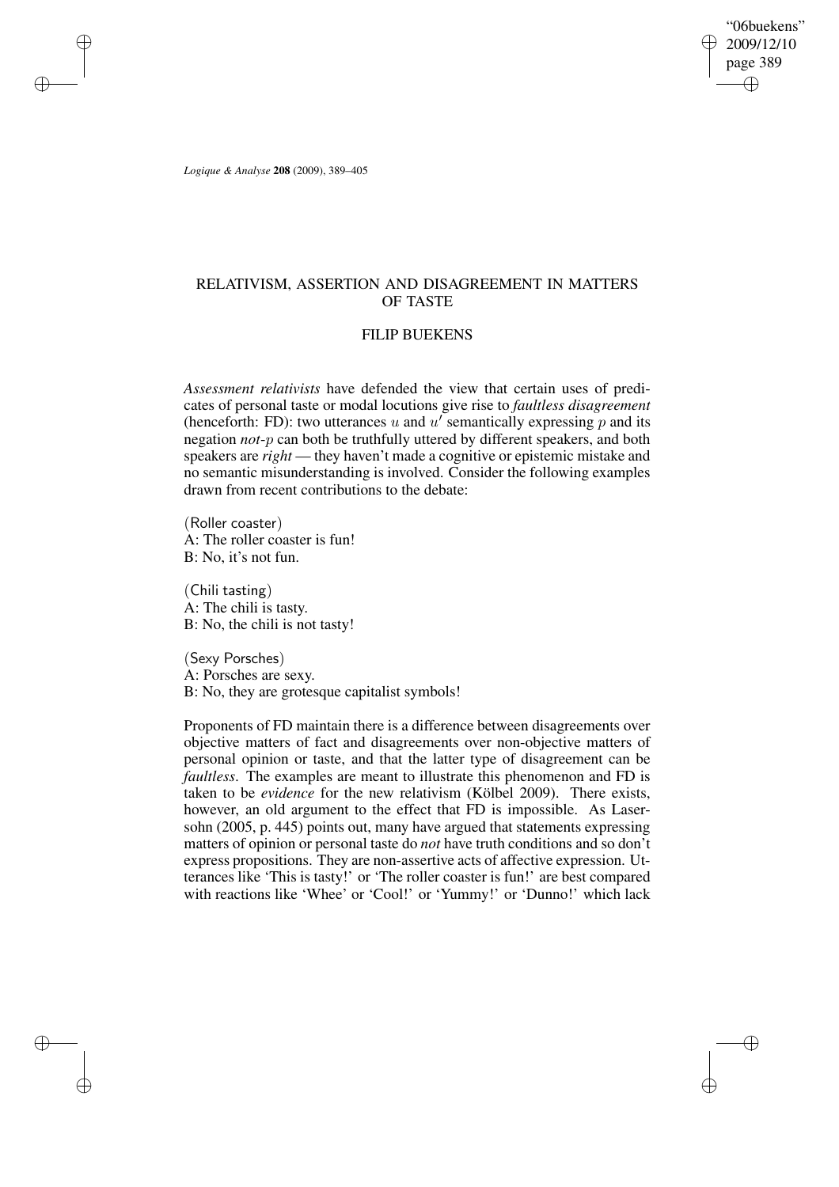# RELATIVISM, ASSERTION AND DISAGREEMENT IN MATTERS OF TASTE

## FILIP BUEKENS

*Assessment relativists* have defended the view that certain uses of predicates of personal taste or modal locutions give rise to *faultless disagreement* (henceforth: FD): two utterances $u$ and $u'$ semantically expressing $p$ and its negation *not*-$p$ can both be truthfully uttered by different speakers, and both speakers are *right* — they haven't made a cognitive or epistemic mistake and no semantic misunderstanding is involved. Consider the following examples drawn from recent contributions to the debate:

(Roller coaster)
A: The roller coaster is fun!
B: No, it's not fun.

(Chili tasting)
A: The chili is tasty.
B: No, the chili is not tasty!

(Sexy Porsches)
A: Porsches are sexy.
B: No, they are grotesque capitalist symbols!

Proponents of FD maintain there is a difference between disagreements over objective matters of fact and disagreements over non-objective matters of personal opinion or taste, and that the latter type of disagreement can be *faultless*. The examples are meant to illustrate this phenomenon and FD is taken to be *evidence* for the new relativism (Kölbel 2009). There exists, however, an old argument to the effect that FD is impossible. As Lasersohn (2005, p. 445) points out, many have argued that statements expressing matters of opinion or personal taste do *not* have truth conditions and so don't express propositions. They are non-assertive acts of affective expression. Utterances like 'This is tasty!' or 'The roller coaster is fun!' are best compared with reactions like 'Whee' or 'Cool!' or 'Yummy!' or 'Dunno!' which lack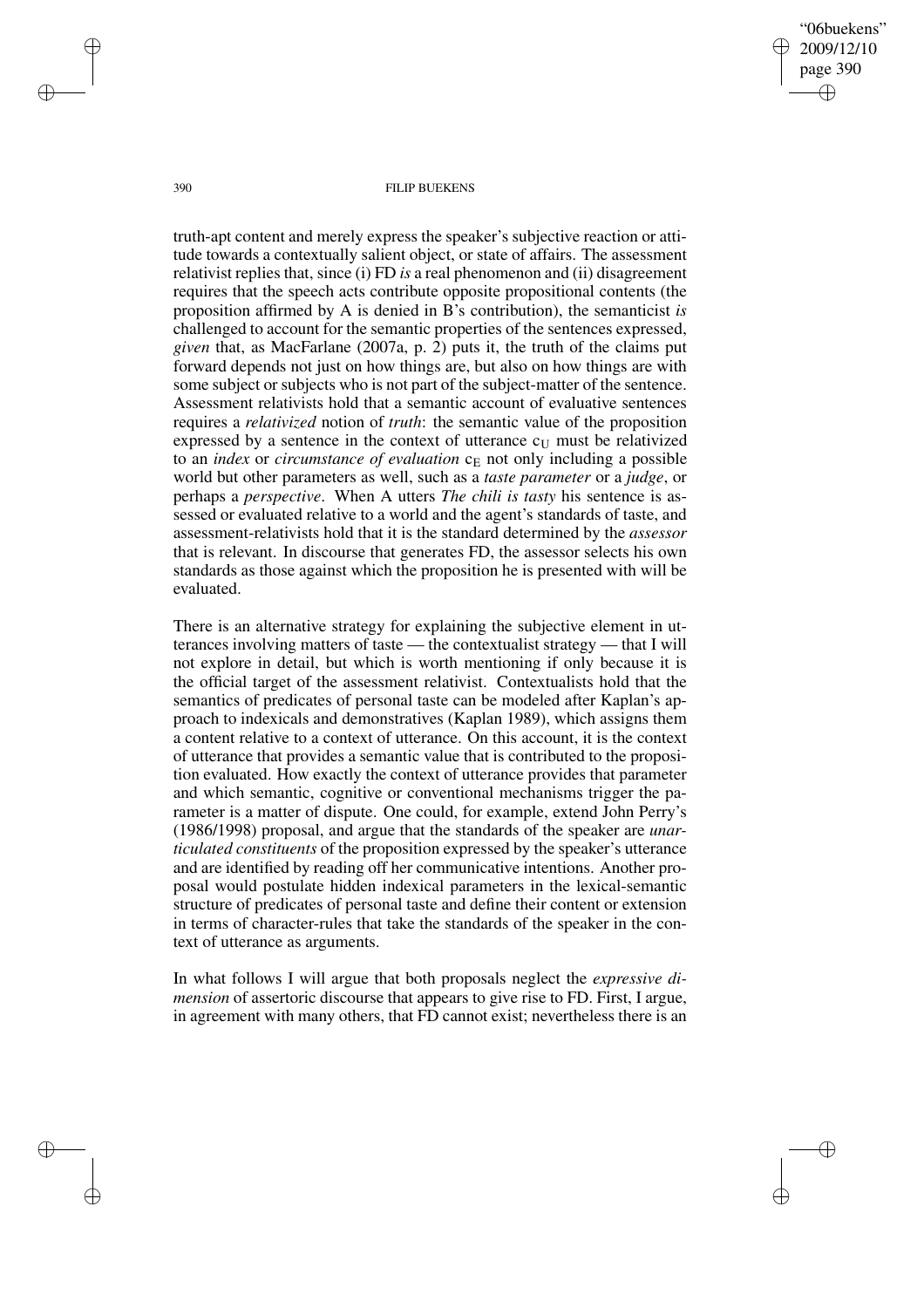truth-apt content and merely express the speaker's subjective reaction or attitude towards a contextually salient object, or state of affairs. The assessment relativist replies that, since (i) FD *is* a real phenomenon and (ii) disagreement requires that the speech acts contribute opposite propositional contents (the proposition affirmed by A is denied in B's contribution), the semanticist *is* challenged to account for the semantic properties of the sentences expressed, *given* that, as MacFarlane (2007a, p. 2) puts it, the truth of the claims put forward depends not just on how things are, but also on how things are with some subject or subjects who is not part of the subject-matter of the sentence. Assessment relativists hold that a semantic account of evaluative sentences requires a *relativized* notion of *truth*: the semantic value of the proposition expressed by a sentence in the context of utterance $c_U$ must be relativized to an *index* or *circumstance of evaluation* $c_E$ not only including a possible world but other parameters as well, such as a *taste parameter* or a *judge*, or perhaps a *perspective*. When A utters *The chili is tasty* his sentence is assessed or evaluated relative to a world and the agent's standards of taste, and assessment-relativists hold that it is the standard determined by the *assessor* that is relevant. In discourse that generates FD, the assessor selects his own standards as those against which the proposition he is presented with will be evaluated.

There is an alternative strategy for explaining the subjective element in utterances involving matters of taste — the contextualist strategy — that I will not explore in detail, but which is worth mentioning if only because it is the official target of the assessment relativist. Contextualists hold that the semantics of predicates of personal taste can be modeled after Kaplan's approach to indexicals and demonstratives (Kaplan 1989), which assigns them a content relative to a context of utterance. On this account, it is the context of utterance that provides a semantic value that is contributed to the proposition evaluated. How exactly the context of utterance provides that parameter and which semantic, cognitive or conventional mechanisms trigger the parameter is a matter of dispute. One could, for example, extend John Perry's (1986/1998) proposal, and argue that the standards of the speaker are *unarticulated constituents* of the proposition expressed by the speaker's utterance and are identified by reading off her communicative intentions. Another proposal would postulate hidden indexical parameters in the lexical-semantic structure of predicates of personal taste and define their content or extension in terms of character-rules that take the standards of the speaker in the context of utterance as arguments.

In what follows I will argue that both proposals neglect the *expressive dimension* of assertoric discourse that appears to give rise to FD. First, I argue, in agreement with many others, that FD cannot exist; nevertheless there is an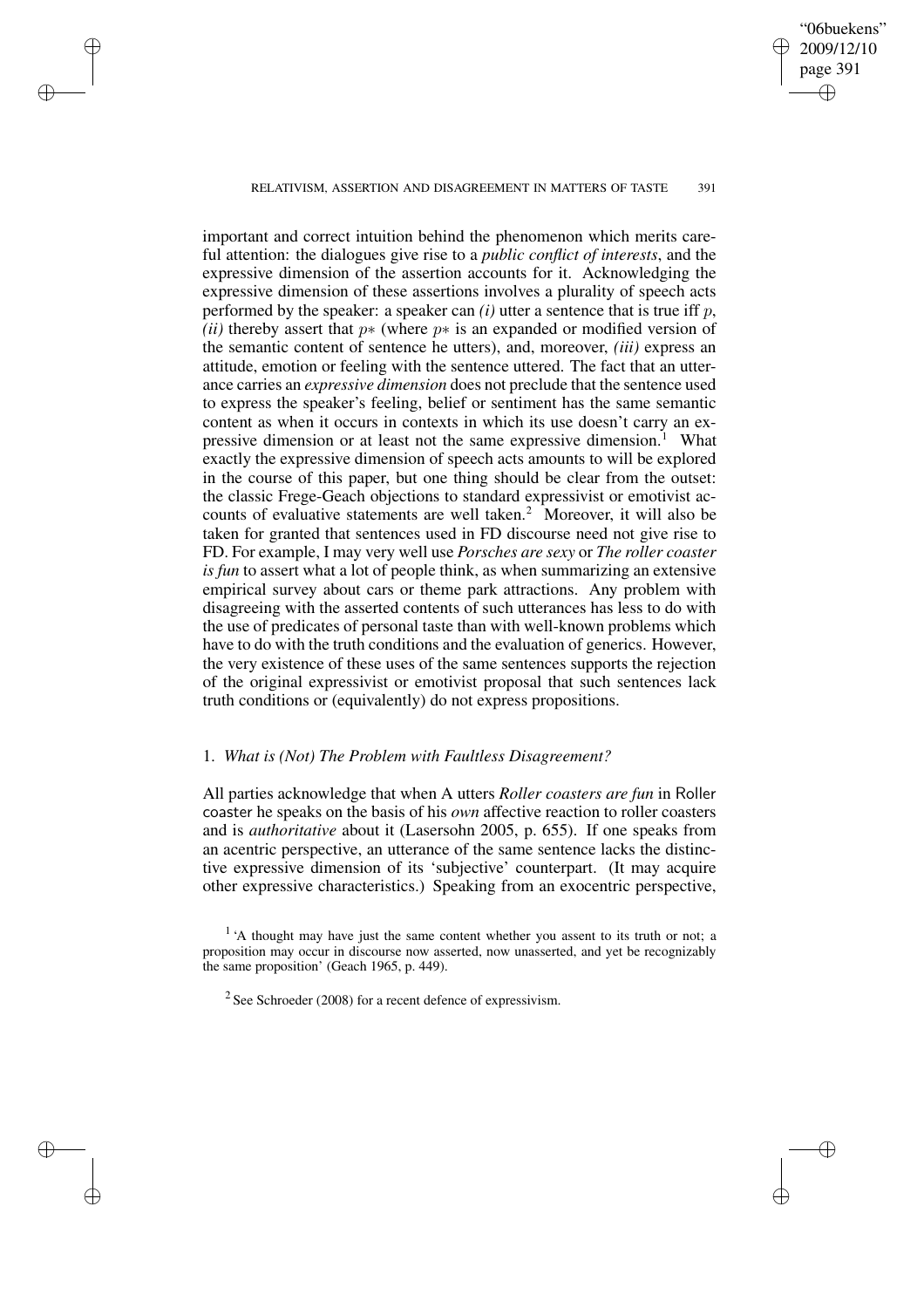important and correct intuition behind the phenomenon which merits careful attention: the dialogues give rise to a *public conflict of interests*, and the expressive dimension of the assertion accounts for it. Acknowledging the expressive dimension of these assertions involves a plurality of speech acts performed by the speaker: a speaker can *(i)* utter a sentence that is true iff $p$, *(ii)* thereby assert that $p*$ (where $p*$ is an expanded or modified version of the semantic content of sentence he utters), and, moreover, *(iii)* express an attitude, emotion or feeling with the sentence uttered. The fact that an utterance carries an *expressive dimension* does not preclude that the sentence used to express the speaker's feeling, belief or sentiment has the same semantic content as when it occurs in contexts in which its use doesn't carry an expressive dimension or at least not the same expressive dimension.[1] What exactly the expressive dimension of speech acts amounts to will be explored in the course of this paper, but one thing should be clear from the outset: the classic Frege-Geach objections to standard expressivist or emotivist accounts of evaluative statements are well taken.[2] Moreover, it will also be taken for granted that sentences used in FD discourse need not give rise to FD. For example, I may very well use *Porsches are sexy* or *The roller coaster is fun* to assert what a lot of people think, as when summarizing an extensive empirical survey about cars or theme park attractions. Any problem with disagreeing with the asserted contents of such utterances has less to do with the use of predicates of personal taste than with well-known problems which have to do with the truth conditions and the evaluation of generics. However, the very existence of these uses of the same sentences supports the rejection of the original expressivist or emotivist proposal that such sentences lack truth conditions or (equivalently) do not express propositions.

## 1. *What is (Not) The Problem with Faultless Disagreement?*

All parties acknowledge that when A utters *Roller coasters are fun* in Roller coaster he speaks on the basis of his *own* affective reaction to roller coasters and is *authoritative* about it (Lasersohn 2005, p. 655). If one speaks from an acentric perspective, an utterance of the same sentence lacks the distinctive expressive dimension of its 'subjective' counterpart. (It may acquire other expressive characteristics.) Speaking from an exocentric perspective,

[1] 'A thought may have just the same content whether you assent to its truth or not; a proposition may occur in discourse now asserted, now unasserted, and yet be recognizably the same proposition' (Geach 1965, p. 449).

[2] See Schroeder (2008) for a recent defence of expressivism.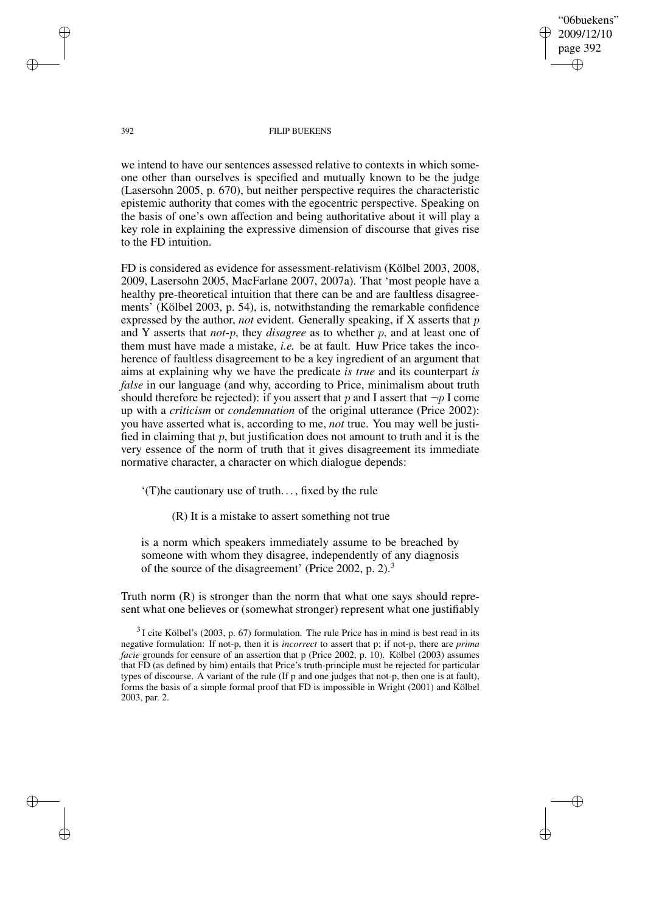we intend to have our sentences assessed relative to contexts in which someone other than ourselves is specified and mutually known to be the judge (Lasersohn 2005, p. 670), but neither perspective requires the characteristic epistemic authority that comes with the egocentric perspective. Speaking on the basis of one's own affection and being authoritative about it will play a key role in explaining the expressive dimension of discourse that gives rise to the FD intuition.

FD is considered as evidence for assessment-relativism (Kölbel 2003, 2008, 2009, Lasersohn 2005, MacFarlane 2007, 2007a). That 'most people have a healthy pre-theoretical intuition that there can be and are faultless disagreements' (Kölbel 2003, p. 54), is, notwithstanding the remarkable confidence expressed by the author, *not* evident. Generally speaking, if X asserts that $p$ and Y asserts that *not*-$p$, they *disagree* as to whether $p$, and at least one of them must have made a mistake, *i.e.* be at fault. Huw Price takes the incoherence of faultless disagreement to be a key ingredient of an argument that aims at explaining why we have the predicate *is true* and its counterpart *is false* in our language (and why, according to Price, minimalism about truth should therefore be rejected): if you assert that $p$ and I assert that $\neg p$ I come up with a *criticism* or *condemnation* of the original utterance (Price 2002): you have asserted what is, according to me, *not* true. You may well be justified in claiming that $p$, but justification does not amount to truth and it is the very essence of the norm of truth that it gives disagreement its immediate normative character, a character on which dialogue depends:

> '(T)he cautionary use of truth..., fixed by the rule
>
> (R) It is a mistake to assert something not true
>
> is a norm which speakers immediately assume to be breached by someone with whom they disagree, independently of any diagnosis of the source of the disagreement' (Price 2002, p. 2).[3]

Truth norm (R) is stronger than the norm that what one says should represent what one believes or (somewhat stronger) represent what one justifiably

[3] I cite Kölbel's (2003, p. 67) formulation. The rule Price has in mind is best read in its negative formulation: If not-p, then it is *incorrect* to assert that p; if not-p, there are *prima facie* grounds for censure of an assertion that p (Price 2002, p. 10). Kölbel (2003) assumes that FD (as defined by him) entails that Price's truth-principle must be rejected for particular types of discourse. A variant of the rule (If p and one judges that not-p, then one is at fault), forms the basis of a simple formal proof that FD is impossible in Wright (2001) and Kölbel 2003, par. 2.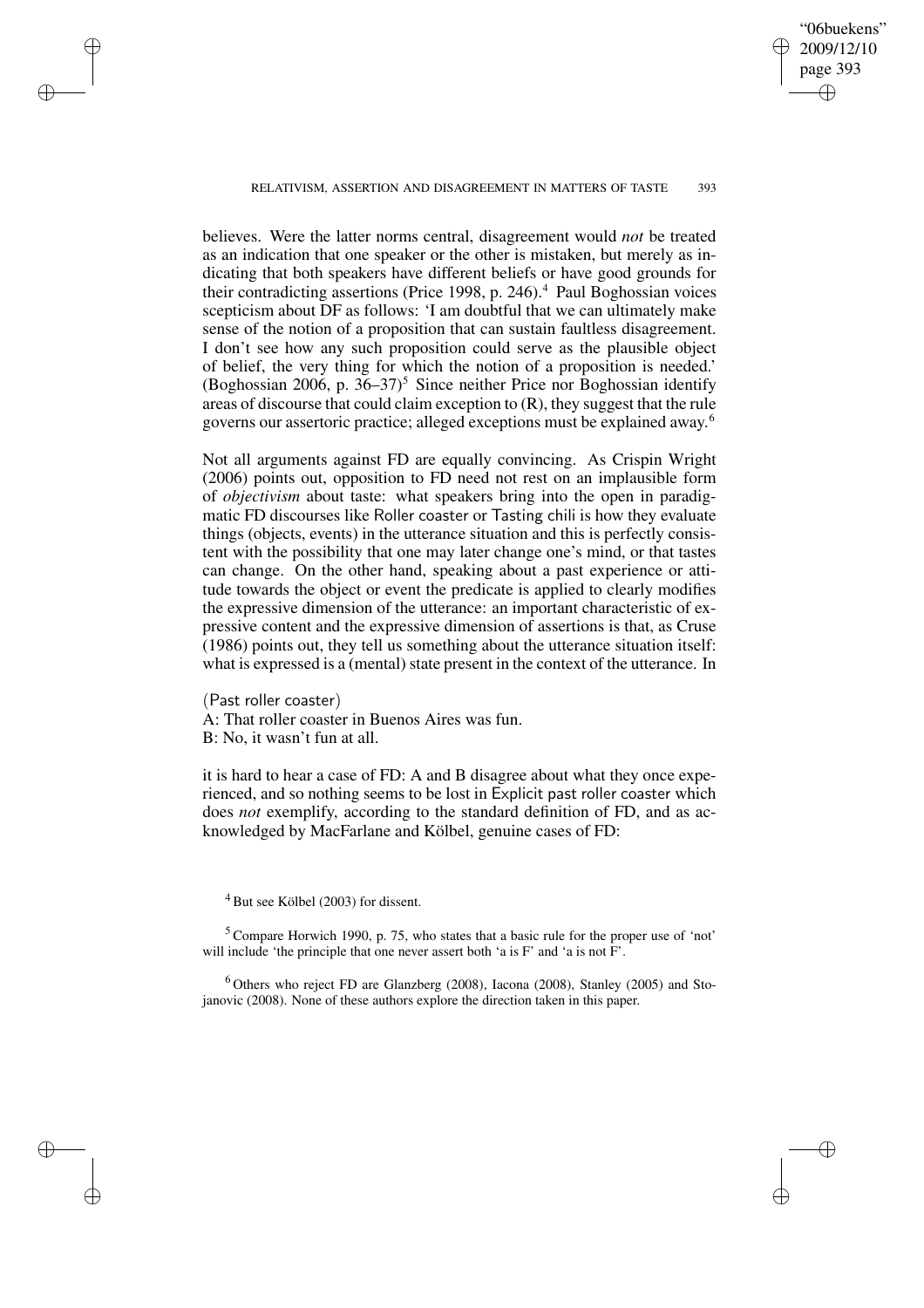believes. Were the latter norms central, disagreement would *not* be treated as an indication that one speaker or the other is mistaken, but merely as indicating that both speakers have different beliefs or have good grounds for their contradicting assertions (Price 1998, p. 246).[4] Paul Boghossian voices scepticism about DF as follows: 'I am doubtful that we can ultimately make sense of the notion of a proposition that can sustain faultless disagreement. I don't see how any such proposition could serve as the plausible object of belief, the very thing for which the notion of a proposition is needed.' (Boghossian 2006, p. 36–37)[5] Since neither Price nor Boghossian identify areas of discourse that could claim exception to (R), they suggest that the rule governs our assertoric practice; alleged exceptions must be explained away.[6]

Not all arguments against FD are equally convincing. As Crispin Wright (2006) points out, opposition to FD need not rest on an implausible form of *objectivism* about taste: what speakers bring into the open in paradigmatic FD discourses like Roller coaster or Tasting chili is how they evaluate things (objects, events) in the utterance situation and this is perfectly consistent with the possibility that one may later change one's mind, or that tastes can change. On the other hand, speaking about a past experience or attitude towards the object or event the predicate is applied to clearly modifies the expressive dimension of the utterance: an important characteristic of expressive content and the expressive dimension of assertions is that, as Cruse (1986) points out, they tell us something about the utterance situation itself: what is expressed is a (mental) state present in the context of the utterance. In

(Past roller coaster)
A: That roller coaster in Buenos Aires was fun.
B: No, it wasn't fun at all.

it is hard to hear a case of FD: A and B disagree about what they once experienced, and so nothing seems to be lost in Explicit past roller coaster which does *not* exemplify, according to the standard definition of FD, and as acknowledged by MacFarlane and Kölbel, genuine cases of FD:

[4] But see Kölbel (2003) for dissent.

[5] Compare Horwich 1990, p. 75, who states that a basic rule for the proper use of 'not' will include 'the principle that one never assert both 'a is F' and 'a is not F'.

[6] Others who reject FD are Glanzberg (2008), Iacona (2008), Stanley (2005) and Stojanovic (2008). None of these authors explore the direction taken in this paper.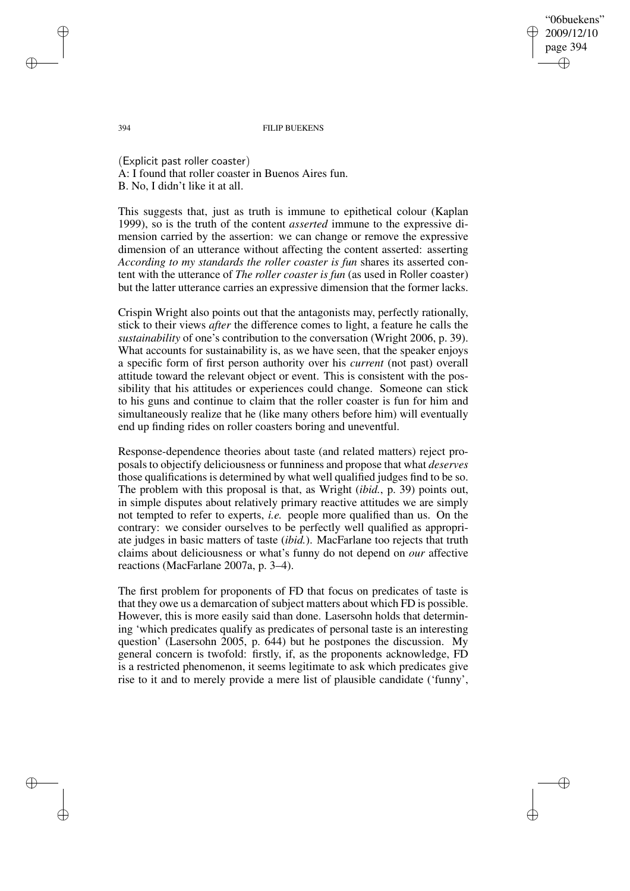(Explicit past roller coaster)
A: I found that roller coaster in Buenos Aires fun.
B. No, I didn't like it at all.

This suggests that, just as truth is immune to epithetical colour (Kaplan 1999), so is the truth of the content *asserted* immune to the expressive dimension carried by the assertion: we can change or remove the expressive dimension of an utterance without affecting the content asserted: asserting *According to my standards the roller coaster is fun* shares its asserted content with the utterance of *The roller coaster is fun* (as used in Roller coaster) but the latter utterance carries an expressive dimension that the former lacks.

Crispin Wright also points out that the antagonists may, perfectly rationally, stick to their views *after* the difference comes to light, a feature he calls the *sustainability* of one's contribution to the conversation (Wright 2006, p. 39). What accounts for sustainability is, as we have seen, that the speaker enjoys a specific form of first person authority over his *current* (not past) overall attitude toward the relevant object or event. This is consistent with the possibility that his attitudes or experiences could change. Someone can stick to his guns and continue to claim that the roller coaster is fun for him and simultaneously realize that he (like many others before him) will eventually end up finding rides on roller coasters boring and uneventful.

Response-dependence theories about taste (and related matters) reject proposals to objectify deliciousness or funniness and propose that what *deserves* those qualifications is determined by what well qualified judges find to be so. The problem with this proposal is that, as Wright (*ibid.*, p. 39) points out, in simple disputes about relatively primary reactive attitudes we are simply not tempted to refer to experts, *i.e.* people more qualified than us. On the contrary: we consider ourselves to be perfectly well qualified as appropriate judges in basic matters of taste (*ibid.*). MacFarlane too rejects that truth claims about deliciousness or what's funny do not depend on *our* affective reactions (MacFarlane 2007a, p. 3–4).

The first problem for proponents of FD that focus on predicates of taste is that they owe us a demarcation of subject matters about which FD is possible. However, this is more easily said than done. Lasersohn holds that determining 'which predicates qualify as predicates of personal taste is an interesting question' (Lasersohn 2005, p. 644) but he postpones the discussion. My general concern is twofold: firstly, if, as the proponents acknowledge, FD is a restricted phenomenon, it seems legitimate to ask which predicates give rise to it and to merely provide a mere list of plausible candidate ('funny',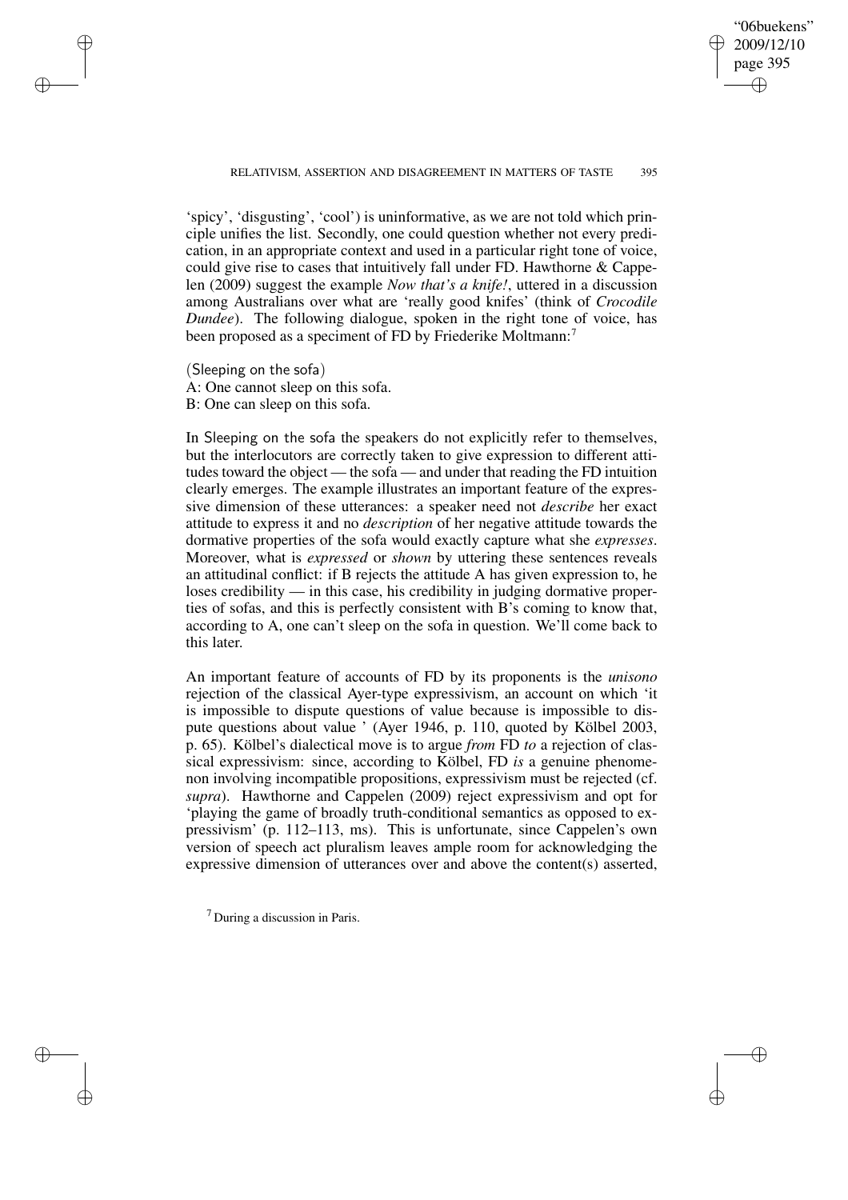'spicy', 'disgusting', 'cool') is uninformative, as we are not told which principle unifies the list. Secondly, one could question whether not every predication, in an appropriate context and used in a particular right tone of voice, could give rise to cases that intuitively fall under FD. Hawthorne & Cappelen (2009) suggest the example *Now that's a knife!*, uttered in a discussion among Australians over what are 'really good knifes' (think of *Crocodile Dundee*). The following dialogue, spoken in the right tone of voice, has been proposed as a speciment of FD by Friederike Moltmann:[7]

(Sleeping on the sofa)
A: One cannot sleep on this sofa.
B: One can sleep on this sofa.

In Sleeping on the sofa the speakers do not explicitly refer to themselves, but the interlocutors are correctly taken to give expression to different attitudes toward the object — the sofa — and under that reading the FD intuition clearly emerges. The example illustrates an important feature of the expressive dimension of these utterances: a speaker need not *describe* her exact attitude to express it and no *description* of her negative attitude towards the dormative properties of the sofa would exactly capture what she *expresses*. Moreover, what is *expressed* or *shown* by uttering these sentences reveals an attitudinal conflict: if B rejects the attitude A has given expression to, he loses credibility — in this case, his credibility in judging dormative properties of sofas, and this is perfectly consistent with B's coming to know that, according to A, one can't sleep on the sofa in question. We'll come back to this later.

An important feature of accounts of FD by its proponents is the *unisono* rejection of the classical Ayer-type expressivism, an account on which 'it is impossible to dispute questions of value because is impossible to dispute questions about value ' (Ayer 1946, p. 110, quoted by Kölbel 2003, p. 65). Kölbel's dialectical move is to argue *from* FD *to* a rejection of classical expressivism: since, according to Kölbel, FD *is* a genuine phenomenon involving incompatible propositions, expressivism must be rejected (cf. *supra*). Hawthorne and Cappelen (2009) reject expressivism and opt for 'playing the game of broadly truth-conditional semantics as opposed to expressivism' (p. 112–113, ms). This is unfortunate, since Cappelen's own version of speech act pluralism leaves ample room for acknowledging the expressive dimension of utterances over and above the content(s) asserted,

[7] During a discussion in Paris.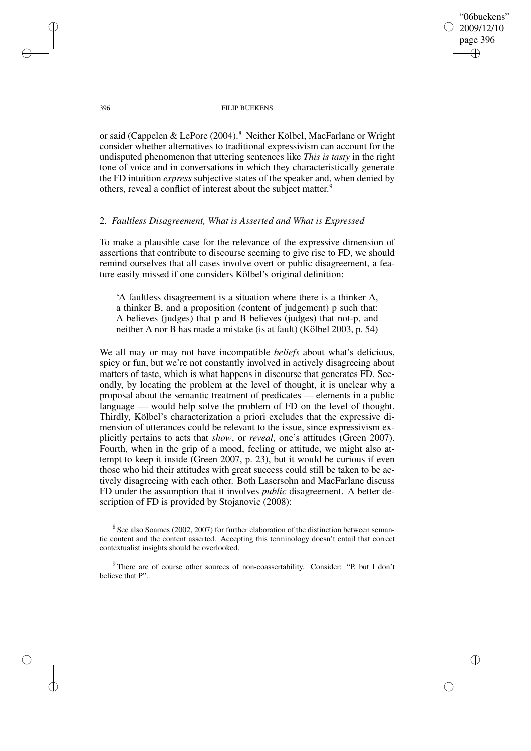or said (Cappelen & LePore (2004).[8] Neither Kölbel, MacFarlane or Wright consider whether alternatives to traditional expressivism can account for the undisputed phenomenon that uttering sentences like *This is tasty* in the right tone of voice and in conversations in which they characteristically generate the FD intuition *express* subjective states of the speaker and, when denied by others, reveal a conflict of interest about the subject matter.[9]

## 2. *Faultless Disagreement, What is Asserted and What is Expressed*

To make a plausible case for the relevance of the expressive dimension of assertions that contribute to discourse seeming to give rise to FD, we should remind ourselves that all cases involve overt or public disagreement, a feature easily missed if one considers Kölbel's original definition:

> 'A faultless disagreement is a situation where there is a thinker A, a thinker B, and a proposition (content of judgement) p such that: A believes (judges) that p and B believes (judges) that not-p, and neither A nor B has made a mistake (is at fault) (Kölbel 2003, p. 54)

We all may or may not have incompatible *beliefs* about what's delicious, spicy or fun, but we're not constantly involved in actively disagreeing about matters of taste, which is what happens in discourse that generates FD. Secondly, by locating the problem at the level of thought, it is unclear why a proposal about the semantic treatment of predicates — elements in a public language — would help solve the problem of FD on the level of thought. Thirdly, Kölbel's characterization a priori excludes that the expressive dimension of utterances could be relevant to the issue, since expressivism explicitly pertains to acts that *show*, or *reveal*, one's attitudes (Green 2007). Fourth, when in the grip of a mood, feeling or attitude, we might also attempt to keep it inside (Green 2007, p. 23), but it would be curious if even those who hid their attitudes with great success could still be taken to be actively disagreeing with each other. Both Lasersohn and MacFarlane discuss FD under the assumption that it involves *public* disagreement. A better description of FD is provided by Stojanovic (2008):

[8] See also Soames (2002, 2007) for further elaboration of the distinction between semantic content and the content asserted. Accepting this terminology doesn't entail that correct contextualist insights should be overlooked.

[9] There are of course other sources of non-coassertability. Consider: "P, but I don't believe that P".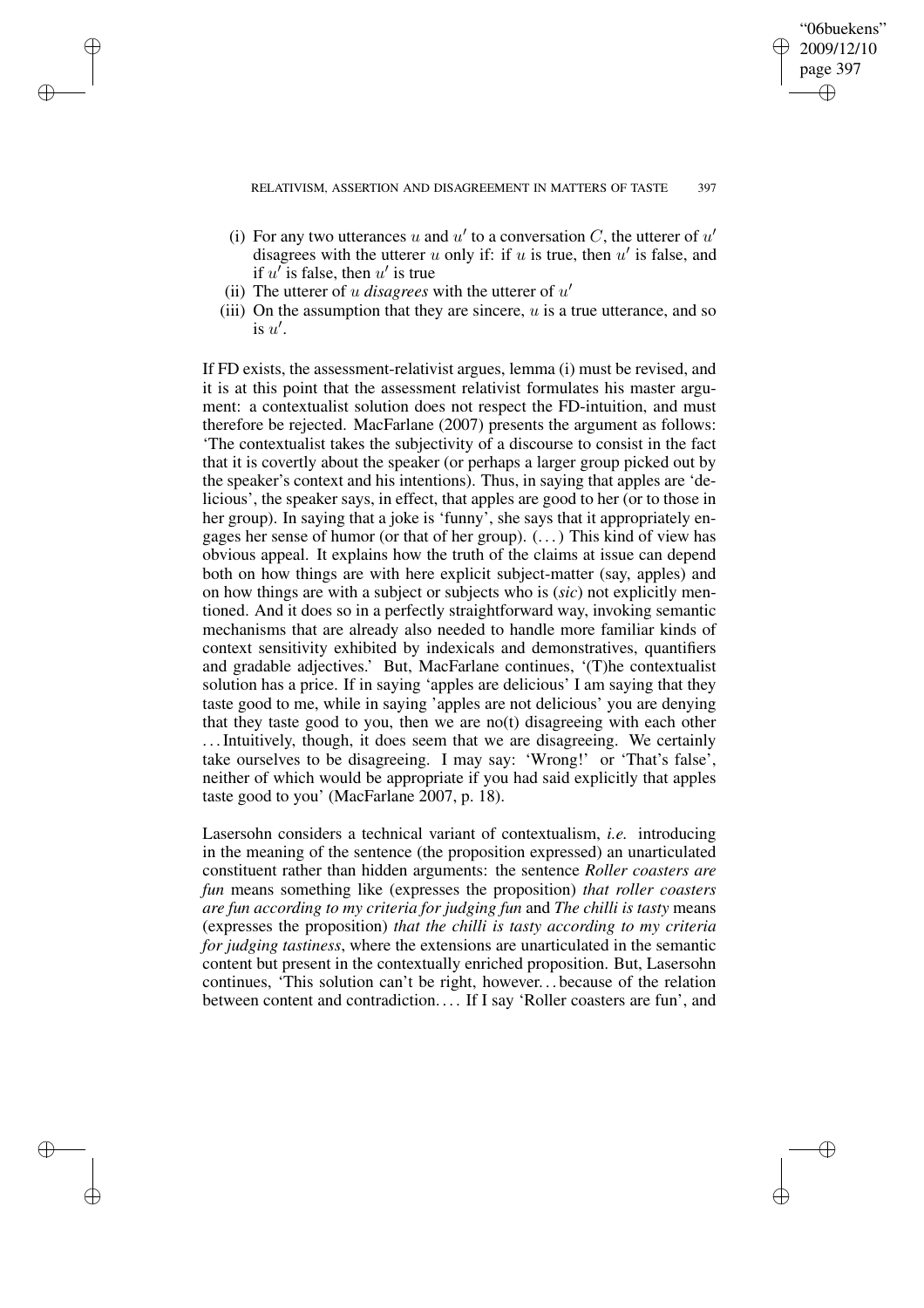(i) For any two utterances $u$ and $u'$ to a conversation $C$, the utterer of $u'$ disagrees with the utterer $u$ only if: if $u$ is true, then $u'$ is false, and if $u'$ is false, then $u'$ is true

(ii) The utterer of $u$ *disagrees* with the utterer of $u'$

(iii) On the assumption that they are sincere, $u$ is a true utterance, and so is $u'$.

If FD exists, the assessment-relativist argues, lemma (i) must be revised, and it is at this point that the assessment relativist formulates his master argument: a contextualist solution does not respect the FD-intuition, and must therefore be rejected. MacFarlane (2007) presents the argument as follows: 'The contextualist takes the subjectivity of a discourse to consist in the fact that it is covertly about the speaker (or perhaps a larger group picked out by the speaker's context and his intentions). Thus, in saying that apples are 'delicious', the speaker says, in effect, that apples are good to her (or to those in her group). In saying that a joke is 'funny', she says that it appropriately engages her sense of humor (or that of her group). (...) This kind of view has obvious appeal. It explains how the truth of the claims at issue can depend both on how things are with here explicit subject-matter (say, apples) and on how things are with a subject or subjects who is (*sic*) not explicitly mentioned. And it does so in a perfectly straightforward way, invoking semantic mechanisms that are already also needed to handle more familiar kinds of context sensitivity exhibited by indexicals and demonstratives, quantifiers and gradable adjectives.' But, MacFarlane continues, '(T)he contextualist solution has a price. If in saying 'apples are delicious' I am saying that they taste good to me, while in saying 'apples are not delicious' you are denying that they taste good to you, then we are no(t) disagreeing with each other ...Intuitively, though, it does seem that we are disagreeing. We certainly take ourselves to be disagreeing. I may say: 'Wrong!' or 'That's false', neither of which would be appropriate if you had said explicitly that apples taste good to you' (MacFarlane 2007, p. 18).

Lasersohn considers a technical variant of contextualism, *i.e.* introducing in the meaning of the sentence (the proposition expressed) an unarticulated constituent rather than hidden arguments: the sentence *Roller coasters are fun* means something like (expresses the proposition) *that roller coasters are fun according to my criteria for judging fun* and *The chilli is tasty* means (expresses the proposition) *that the chilli is tasty according to my criteria for judging tastiness*, where the extensions are unarticulated in the semantic content but present in the contextually enriched proposition. But, Lasersohn continues, 'This solution can't be right, however... because of the relation between content and contradiction.... If I say 'Roller coasters are fun', and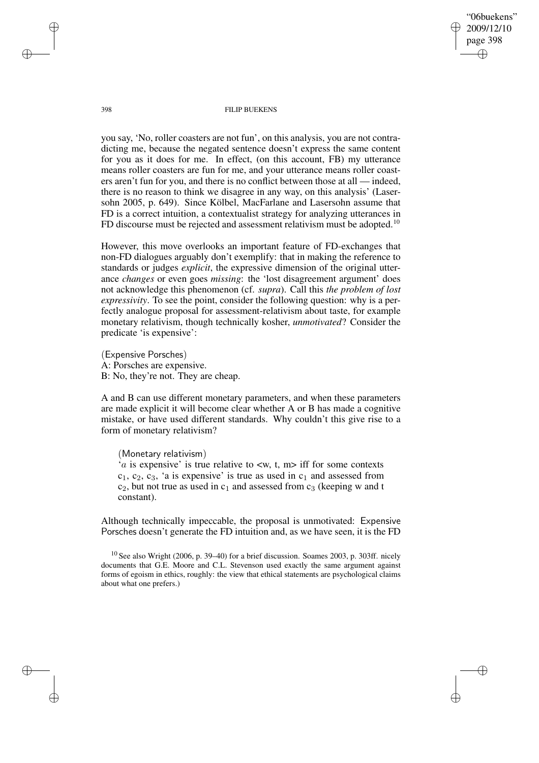you say, 'No, roller coasters are not fun', on this analysis, you are not contradicting me, because the negated sentence doesn't express the same content for you as it does for me. In effect, (on this account, FB) my utterance means roller coasters are fun for me, and your utterance means roller coasters aren't fun for you, and there is no conflict between those at all — indeed, there is no reason to think we disagree in any way, on this analysis' (Lasersohn 2005, p. 649). Since Kölbel, MacFarlane and Lasersohn assume that FD is a correct intuition, a contextualist strategy for analyzing utterances in FD discourse must be rejected and assessment relativism must be adopted.[10]

However, this move overlooks an important feature of FD-exchanges that non-FD dialogues arguably don't exemplify: that in making the reference to standards or judges *explicit*, the expressive dimension of the original utterance *changes* or even goes *missing*: the 'lost disagreement argument' does not acknowledge this phenomenon (cf. *supra*). Call this *the problem of lost expressivity*. To see the point, consider the following question: why is a perfectly analogue proposal for assessment-relativism about taste, for example monetary relativism, though technically kosher, *unmotivated*? Consider the predicate 'is expensive':

(Expensive Porsches)
A: Porsches are expensive.
B: No, they're not. They are cheap.

A and B can use different monetary parameters, and when these parameters are made explicit it will become clear whether A or B has made a cognitive mistake, or have used different standards. Why couldn't this give rise to a form of monetary relativism?

> (Monetary relativism)
> '$a$ is expensive' is true relative to <w, t, m> iff for some contexts $c_1$, $c_2$, $c_3$, 'a is expensive' is true as used in $c_1$ and assessed from $c_2$, but not true as used in $c_1$ and assessed from $c_3$ (keeping w and t constant).

Although technically impeccable, the proposal is unmotivated: Expensive Porsches doesn't generate the FD intuition and, as we have seen, it is the FD

[10] See also Wright (2006, p. 39–40) for a brief discussion. Soames 2003, p. 303ff. nicely documents that G.E. Moore and C.L. Stevenson used exactly the same argument against forms of egoism in ethics, roughly: the view that ethical statements are psychological claims about what one prefers.)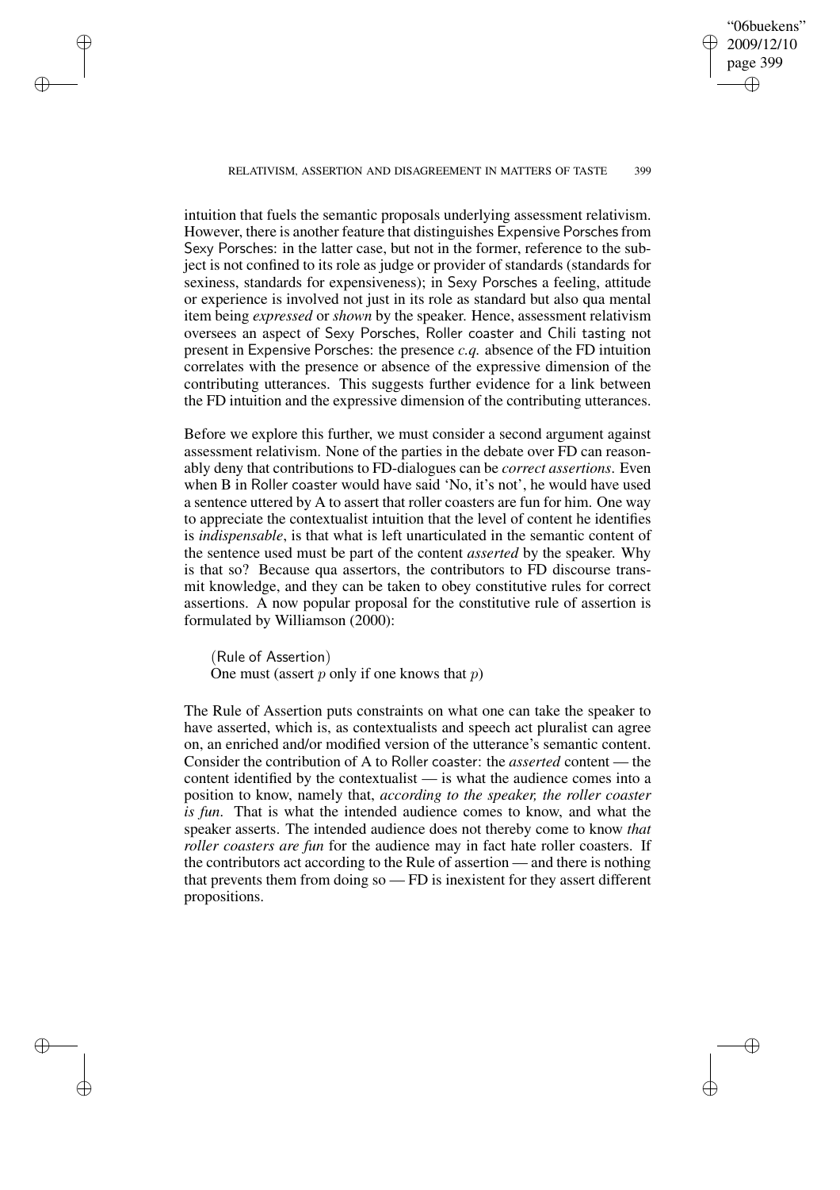intuition that fuels the semantic proposals underlying assessment relativism. However, there is another feature that distinguishes Expensive Porsches from Sexy Porsches: in the latter case, but not in the former, reference to the subject is not confined to its role as judge or provider of standards (standards for sexiness, standards for expensiveness); in Sexy Porsches a feeling, attitude or experience is involved not just in its role as standard but also qua mental item being *expressed* or *shown* by the speaker. Hence, assessment relativism oversees an aspect of Sexy Porsches, Roller coaster and Chili tasting not present in Expensive Porsches: the presence *c.q.* absence of the FD intuition correlates with the presence or absence of the expressive dimension of the contributing utterances. This suggests further evidence for a link between the FD intuition and the expressive dimension of the contributing utterances.

Before we explore this further, we must consider a second argument against assessment relativism. None of the parties in the debate over FD can reasonably deny that contributions to FD-dialogues can be *correct assertions*. Even when B in Roller coaster would have said 'No, it's not', he would have used a sentence uttered by A to assert that roller coasters are fun for him. One way to appreciate the contextualist intuition that the level of content he identifies is *indispensable*, is that what is left unarticulated in the semantic content of the sentence used must be part of the content *asserted* by the speaker. Why is that so? Because qua assertors, the contributors to FD discourse transmit knowledge, and they can be taken to obey constitutive rules for correct assertions. A now popular proposal for the constitutive rule of assertion is formulated by Williamson (2000):

(Rule of Assertion)
One must (assert $p$ only if one knows that $p$)

The Rule of Assertion puts constraints on what one can take the speaker to have asserted, which is, as contextualists and speech act pluralist can agree on, an enriched and/or modified version of the utterance's semantic content. Consider the contribution of A to Roller coaster: the *asserted* content — the content identified by the contextualist — is what the audience comes into a position to know, namely that, *according to the speaker, the roller coaster is fun*. That is what the intended audience comes to know, and what the speaker asserts. The intended audience does not thereby come to know *that roller coasters are fun* for the audience may in fact hate roller coasters. If the contributors act according to the Rule of assertion — and there is nothing that prevents them from doing so — FD is inexistent for they assert different propositions.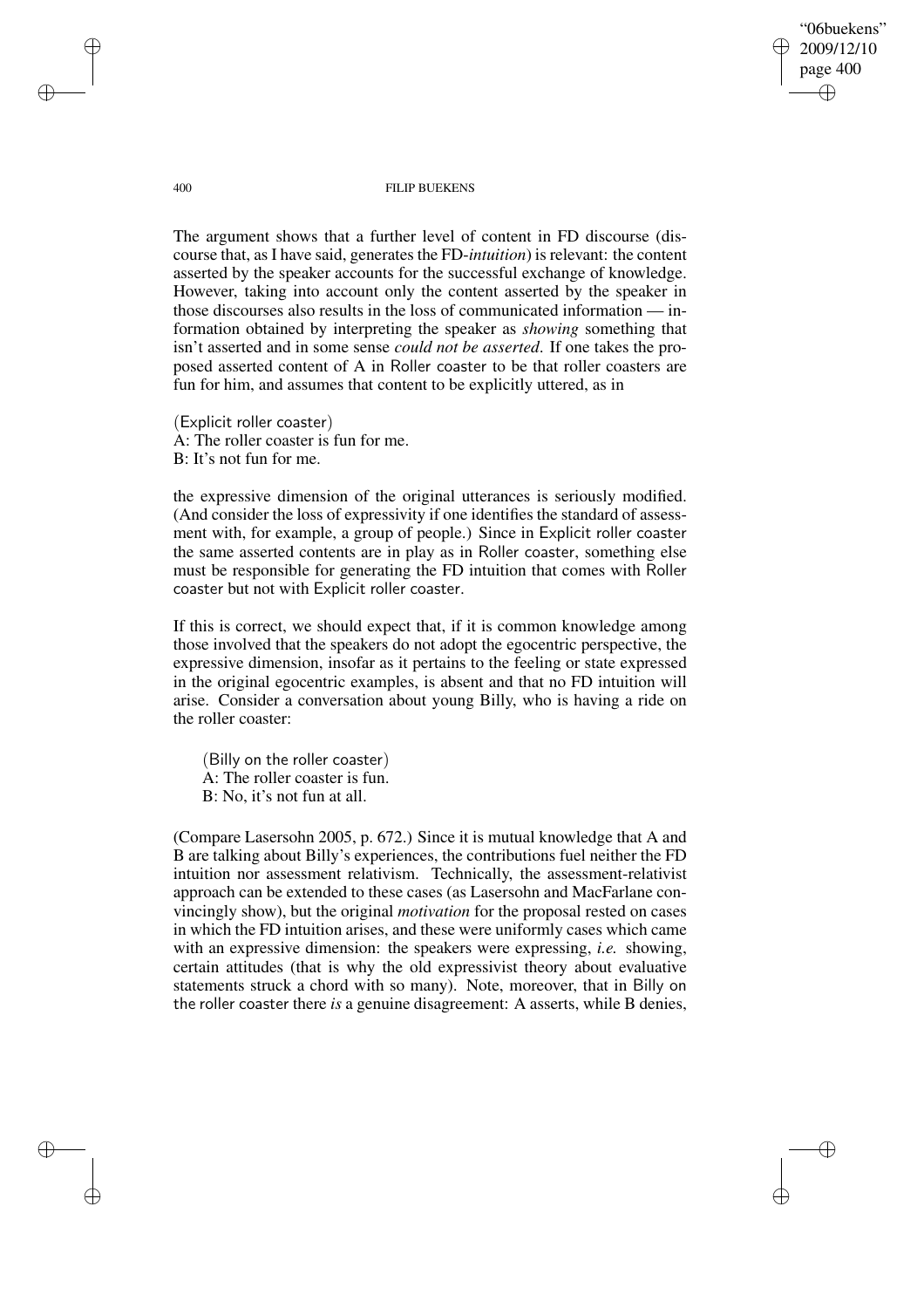The argument shows that a further level of content in FD discourse (discourse that, as I have said, generates the FD-*intuition*) is relevant: the content asserted by the speaker accounts for the successful exchange of knowledge. However, taking into account only the content asserted by the speaker in those discourses also results in the loss of communicated information — information obtained by interpreting the speaker as *showing* something that isn't asserted and in some sense *could not be asserted*. If one takes the proposed asserted content of A in Roller coaster to be that roller coasters are fun for him, and assumes that content to be explicitly uttered, as in

(Explicit roller coaster)
A: The roller coaster is fun for me.
B: It's not fun for me.

the expressive dimension of the original utterances is seriously modified. (And consider the loss of expressivity if one identifies the standard of assessment with, for example, a group of people.) Since in Explicit roller coaster the same asserted contents are in play as in Roller coaster, something else must be responsible for generating the FD intuition that comes with Roller coaster but not with Explicit roller coaster.

If this is correct, we should expect that, if it is common knowledge among those involved that the speakers do not adopt the egocentric perspective, the expressive dimension, insofar as it pertains to the feeling or state expressed in the original egocentric examples, is absent and that no FD intuition will arise. Consider a conversation about young Billy, who is having a ride on the roller coaster:

> (Billy on the roller coaster)
> A: The roller coaster is fun.
> B: No, it's not fun at all.

(Compare Lasersohn 2005, p. 672.) Since it is mutual knowledge that A and B are talking about Billy's experiences, the contributions fuel neither the FD intuition nor assessment relativism. Technically, the assessment-relativist approach can be extended to these cases (as Lasersohn and MacFarlane convincingly show), but the original *motivation* for the proposal rested on cases in which the FD intuition arises, and these were uniformly cases which came with an expressive dimension: the speakers were expressing, *i.e.* showing, certain attitudes (that is why the old expressivist theory about evaluative statements struck a chord with so many). Note, moreover, that in Billy on the roller coaster there *is* a genuine disagreement: A asserts, while B denies,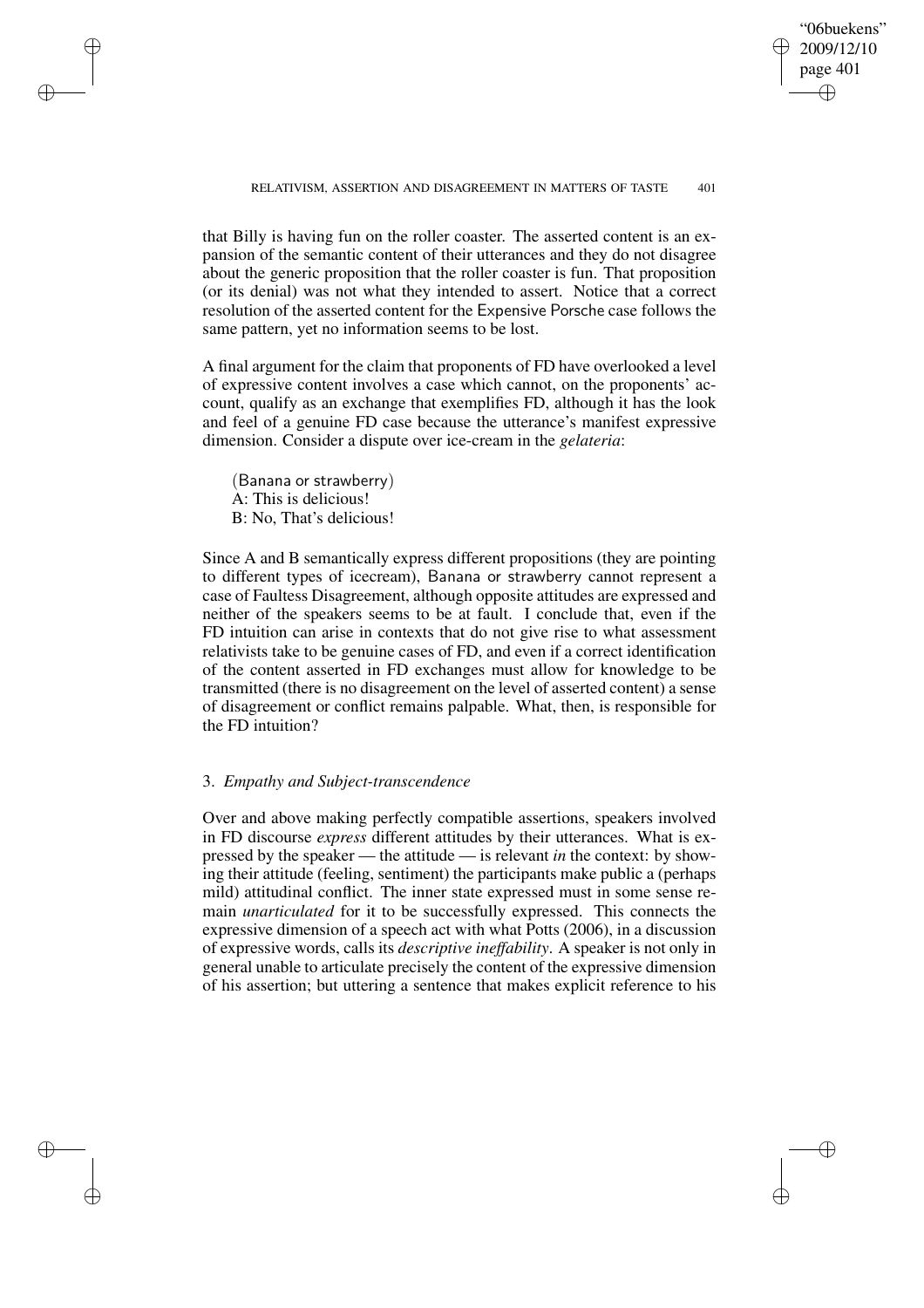that Billy is having fun on the roller coaster. The asserted content is an expansion of the semantic content of their utterances and they do not disagree about the generic proposition that the roller coaster is fun. That proposition (or its denial) was not what they intended to assert. Notice that a correct resolution of the asserted content for the Expensive Porsche case follows the same pattern, yet no information seems to be lost.

A final argument for the claim that proponents of FD have overlooked a level of expressive content involves a case which cannot, on the proponents' account, qualify as an exchange that exemplifies FD, although it has the look and feel of a genuine FD case because the utterance's manifest expressive dimension. Consider a dispute over ice-cream in the *gelateria*:

> (Banana or strawberry)
> A: This is delicious!
> B: No, That's delicious!

Since A and B semantically express different propositions (they are pointing to different types of icecream), Banana or strawberry cannot represent a case of Faultess Disagreement, although opposite attitudes are expressed and neither of the speakers seems to be at fault. I conclude that, even if the FD intuition can arise in contexts that do not give rise to what assessment relativists take to be genuine cases of FD, and even if a correct identification of the content asserted in FD exchanges must allow for knowledge to be transmitted (there is no disagreement on the level of asserted content) a sense of disagreement or conflict remains palpable. What, then, is responsible for the FD intuition?

## 3. *Empathy and Subject-transcendence*

Over and above making perfectly compatible assertions, speakers involved in FD discourse *express* different attitudes by their utterances. What is expressed by the speaker — the attitude — is relevant *in* the context: by showing their attitude (feeling, sentiment) the participants make public a (perhaps mild) attitudinal conflict. The inner state expressed must in some sense remain *unarticulated* for it to be successfully expressed. This connects the expressive dimension of a speech act with what Potts (2006), in a discussion of expressive words, calls its *descriptive ineffability*. A speaker is not only in general unable to articulate precisely the content of the expressive dimension of his assertion; but uttering a sentence that makes explicit reference to his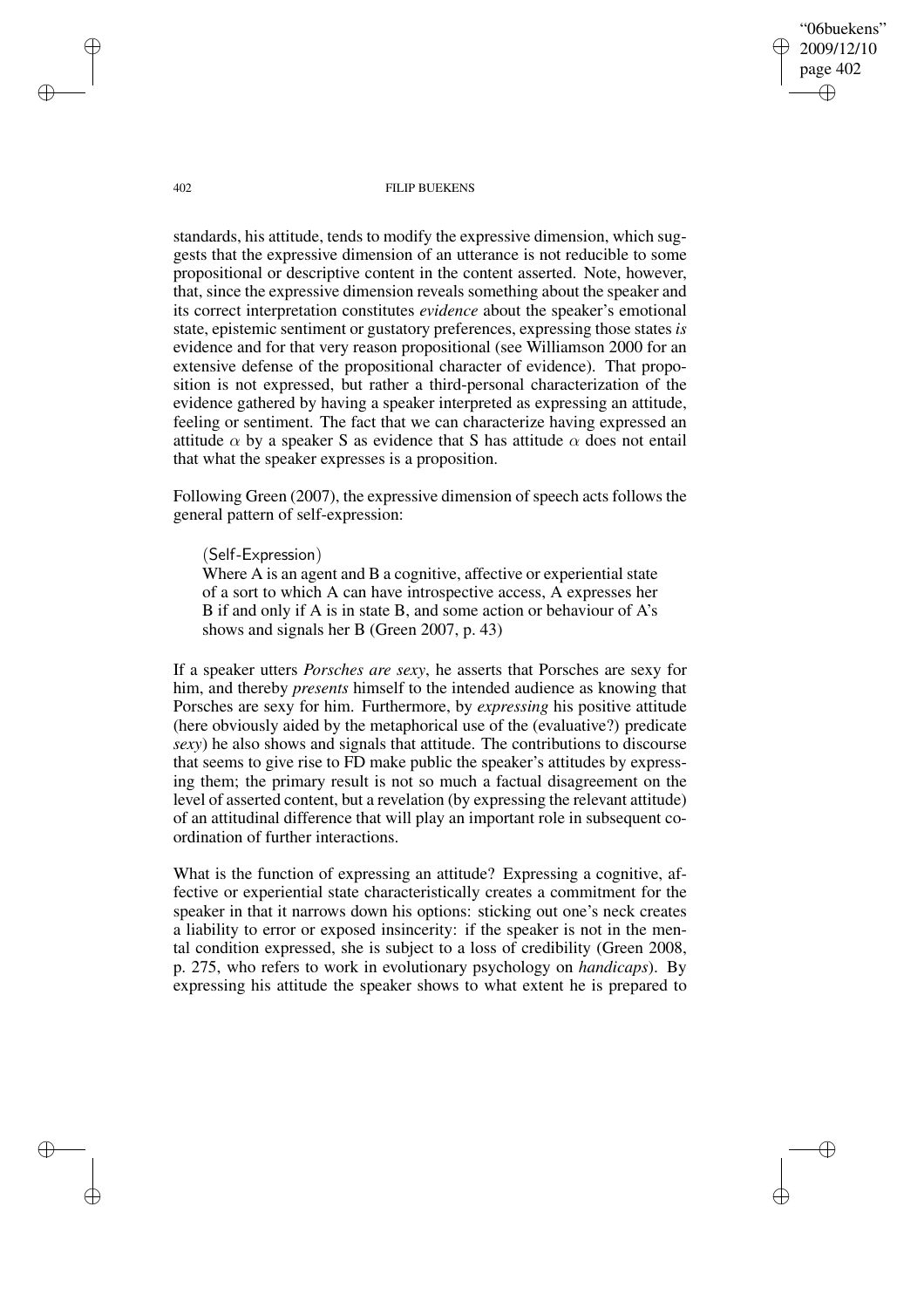standards, his attitude, tends to modify the expressive dimension, which suggests that the expressive dimension of an utterance is not reducible to some propositional or descriptive content in the content asserted. Note, however, that, since the expressive dimension reveals something about the speaker and its correct interpretation constitutes *evidence* about the speaker's emotional state, epistemic sentiment or gustatory preferences, expressing those states *is* evidence and for that very reason propositional (see Williamson 2000 for an extensive defense of the propositional character of evidence). That proposition is not expressed, but rather a third-personal characterization of the evidence gathered by having a speaker interpreted as expressing an attitude, feeling or sentiment. The fact that we can characterize having expressed an attitude $\alpha$ by a speaker S as evidence that S has attitude $\alpha$ does not entail that what the speaker expresses is a proposition.

Following Green (2007), the expressive dimension of speech acts follows the general pattern of self-expression:

> (Self-Expression)
> Where A is an agent and B a cognitive, affective or experiential state of a sort to which A can have introspective access, A expresses her B if and only if A is in state B, and some action or behaviour of A's shows and signals her B (Green 2007, p. 43)

If a speaker utters *Porsches are sexy*, he asserts that Porsches are sexy for him, and thereby *presents* himself to the intended audience as knowing that Porsches are sexy for him. Furthermore, by *expressing* his positive attitude (here obviously aided by the metaphorical use of the (evaluative?) predicate *sexy*) he also shows and signals that attitude. The contributions to discourse that seems to give rise to FD make public the speaker's attitudes by expressing them; the primary result is not so much a factual disagreement on the level of asserted content, but a revelation (by expressing the relevant attitude) of an attitudinal difference that will play an important role in subsequent coordination of further interactions.

What is the function of expressing an attitude? Expressing a cognitive, affective or experiential state characteristically creates a commitment for the speaker in that it narrows down his options: sticking out one's neck creates a liability to error or exposed insincerity: if the speaker is not in the mental condition expressed, she is subject to a loss of credibility (Green 2008, p. 275, who refers to work in evolutionary psychology on *handicaps*). By expressing his attitude the speaker shows to what extent he is prepared to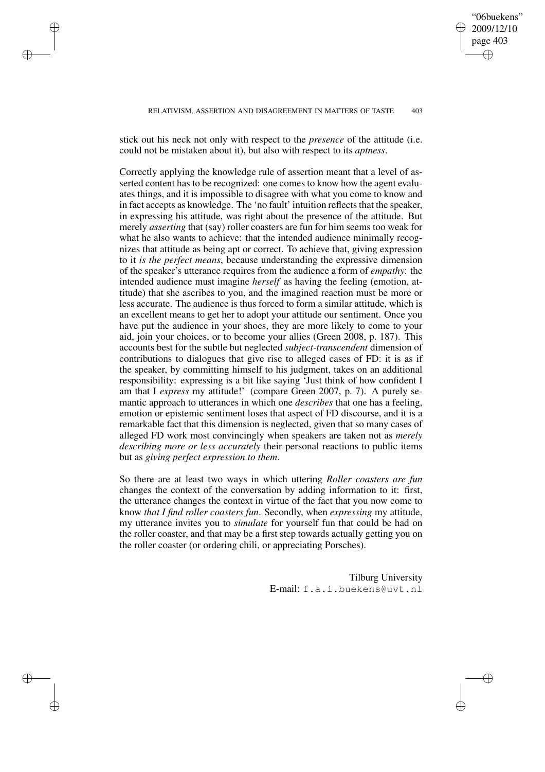stick out his neck not only with respect to the *presence* of the attitude (i.e. could not be mistaken about it), but also with respect to its *aptness*.

Correctly applying the knowledge rule of assertion meant that a level of asserted content has to be recognized: one comes to know how the agent evaluates things, and it is impossible to disagree with what you come to know and in fact accepts as knowledge. The 'no fault' intuition reflects that the speaker, in expressing his attitude, was right about the presence of the attitude. But merely *asserting* that (say) roller coasters are fun for him seems too weak for what he also wants to achieve: that the intended audience minimally recognizes that attitude as being apt or correct. To achieve that, giving expression to it *is the perfect means*, because understanding the expressive dimension of the speaker's utterance requires from the audience a form of *empathy*: the intended audience must imagine *herself* as having the feeling (emotion, attitude) that she ascribes to you, and the imagined reaction must be more or less accurate. The audience is thus forced to form a similar attitude, which is an excellent means to get her to adopt your attitude our sentiment. Once you have put the audience in your shoes, they are more likely to come to your aid, join your choices, or to become your allies (Green 2008, p. 187). This accounts best for the subtle but neglected *subject-transcendent* dimension of contributions to dialogues that give rise to alleged cases of FD: it is as if the speaker, by committing himself to his judgment, takes on an additional responsibility: expressing is a bit like saying 'Just think of how confident I am that I *express* my attitude!' (compare Green 2007, p. 7). A purely semantic approach to utterances in which one *describes* that one has a feeling, emotion or epistemic sentiment loses that aspect of FD discourse, and it is a remarkable fact that this dimension is neglected, given that so many cases of alleged FD work most convincingly when speakers are taken not as *merely describing more or less accurately* their personal reactions to public items but as *giving perfect expression to them*.

So there are at least two ways in which uttering *Roller coasters are fun* changes the context of the conversation by adding information to it: first, the utterance changes the context in virtue of the fact that you now come to know *that I find roller coasters fun*. Secondly, when *expressing* my attitude, my utterance invites you to *simulate* for yourself fun that could be had on the roller coaster, and that may be a first step towards actually getting you on the roller coaster (or ordering chili, or appreciating Porsches).

Tilburg University
E-mail: f.a.i.buekens@uvt.nl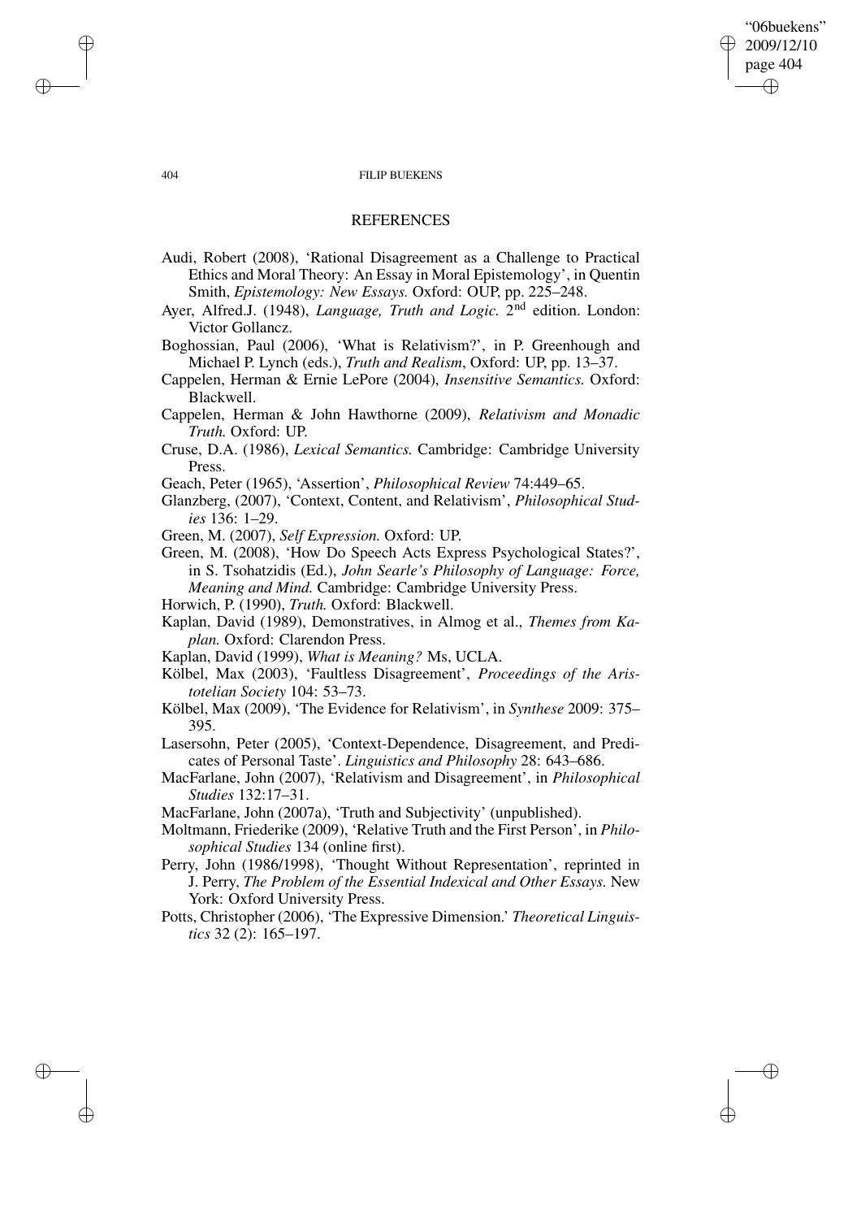## REFERENCES

Audi, Robert (2008), 'Rational Disagreement as a Challenge to Practical Ethics and Moral Theory: An Essay in Moral Epistemology', in Quentin Smith, *Epistemology: New Essays.* Oxford: OUP, pp. 225–248.

Ayer, Alfred.J. (1948), *Language, Truth and Logic.* 2nd edition. London: Victor Gollancz.

Boghossian, Paul (2006), 'What is Relativism?', in P. Greenhough and Michael P. Lynch (eds.), *Truth and Realism*, Oxford: UP, pp. 13–37.

Cappelen, Herman & Ernie LePore (2004), *Insensitive Semantics.* Oxford: Blackwell.

Cappelen, Herman & John Hawthorne (2009), *Relativism and Monadic Truth.* Oxford: UP.

Cruse, D.A. (1986), *Lexical Semantics.* Cambridge: Cambridge University Press.

Geach, Peter (1965), 'Assertion', *Philosophical Review* 74:449–65.

Glanzberg, (2007), 'Context, Content, and Relativism', *Philosophical Studies* 136: 1–29.

Green, M. (2007), *Self Expression.* Oxford: UP.

Green, M. (2008), 'How Do Speech Acts Express Psychological States?', in S. Tsohatzidis (Ed.), *John Searle's Philosophy of Language: Force, Meaning and Mind.* Cambridge: Cambridge University Press.

Horwich, P. (1990), *Truth.* Oxford: Blackwell.

Kaplan, David (1989), Demonstratives, in Almog et al., *Themes from Kaplan.* Oxford: Clarendon Press.

Kaplan, David (1999), *What is Meaning?* Ms, UCLA.

Kölbel, Max (2003), 'Faultless Disagreement', *Proceedings of the Aristotelian Society* 104: 53–73.

Kölbel, Max (2009), 'The Evidence for Relativism', in *Synthese* 2009: 375–395.

Lasersohn, Peter (2005), 'Context-Dependence, Disagreement, and Predicates of Personal Taste'. *Linguistics and Philosophy* 28: 643–686.

MacFarlane, John (2007), 'Relativism and Disagreement', in *Philosophical Studies* 132:17–31.

MacFarlane, John (2007a), 'Truth and Subjectivity' (unpublished).

Moltmann, Friederike (2009), 'Relative Truth and the First Person', in *Philosophical Studies* 134 (online first).

Perry, John (1986/1998), 'Thought Without Representation', reprinted in J. Perry, *The Problem of the Essential Indexical and Other Essays.* New York: Oxford University Press.

Potts, Christopher (2006), 'The Expressive Dimension.' *Theoretical Linguistics* 32 (2): 165–197.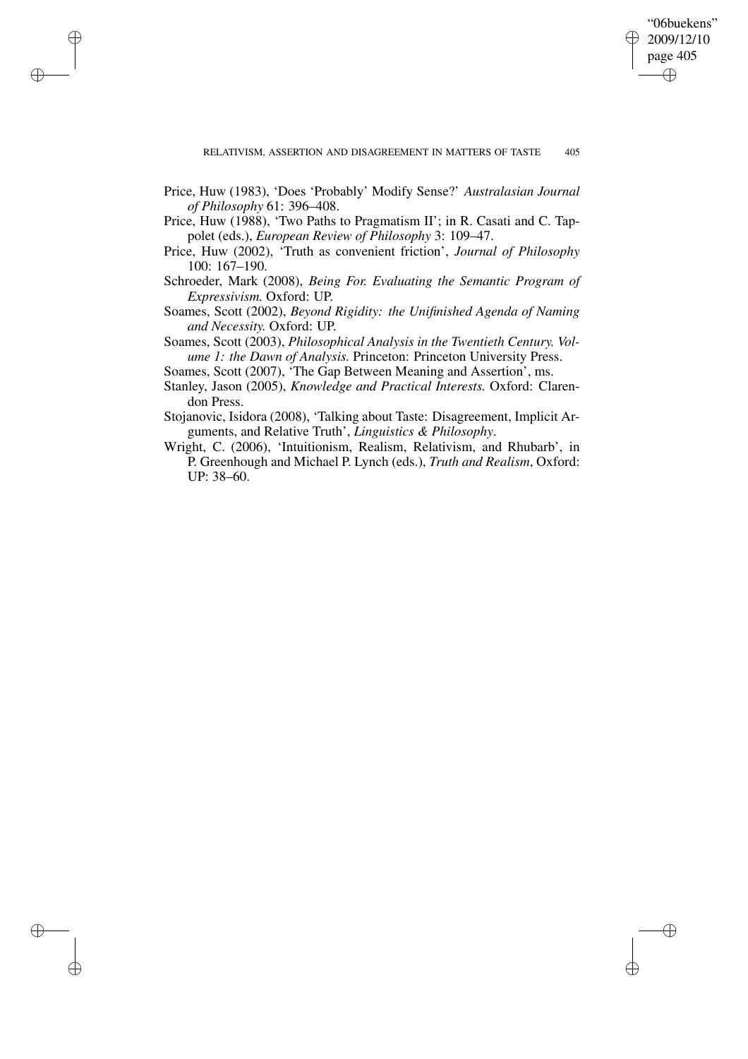Price, Huw (1983), 'Does 'Probably' Modify Sense?' *Australasian Journal of Philosophy* 61: 396–408.

Price, Huw (1988), 'Two Paths to Pragmatism II'; in R. Casati and C. Tappolet (eds.), *European Review of Philosophy* 3: 109–47.

Price, Huw (2002), 'Truth as convenient friction', *Journal of Philosophy* 100: 167–190.

Schroeder, Mark (2008), *Being For. Evaluating the Semantic Program of Expressivism.* Oxford: UP.

Soames, Scott (2002), *Beyond Rigidity: the Unifinished Agenda of Naming and Necessity.* Oxford: UP.

Soames, Scott (2003), *Philosophical Analysis in the Twentieth Century. Volume 1: the Dawn of Analysis.* Princeton: Princeton University Press.

Soames, Scott (2007), 'The Gap Between Meaning and Assertion', ms.

Stanley, Jason (2005), *Knowledge and Practical Interests.* Oxford: Clarendon Press.

Stojanovic, Isidora (2008), 'Talking about Taste: Disagreement, Implicit Arguments, and Relative Truth', *Linguistics & Philosophy*.

Wright, C. (2006), 'Intuitionism, Realism, Relativism, and Rhubarb', in P. Greenhough and Michael P. Lynch (eds.), *Truth and Realism*, Oxford: UP: 38–60.